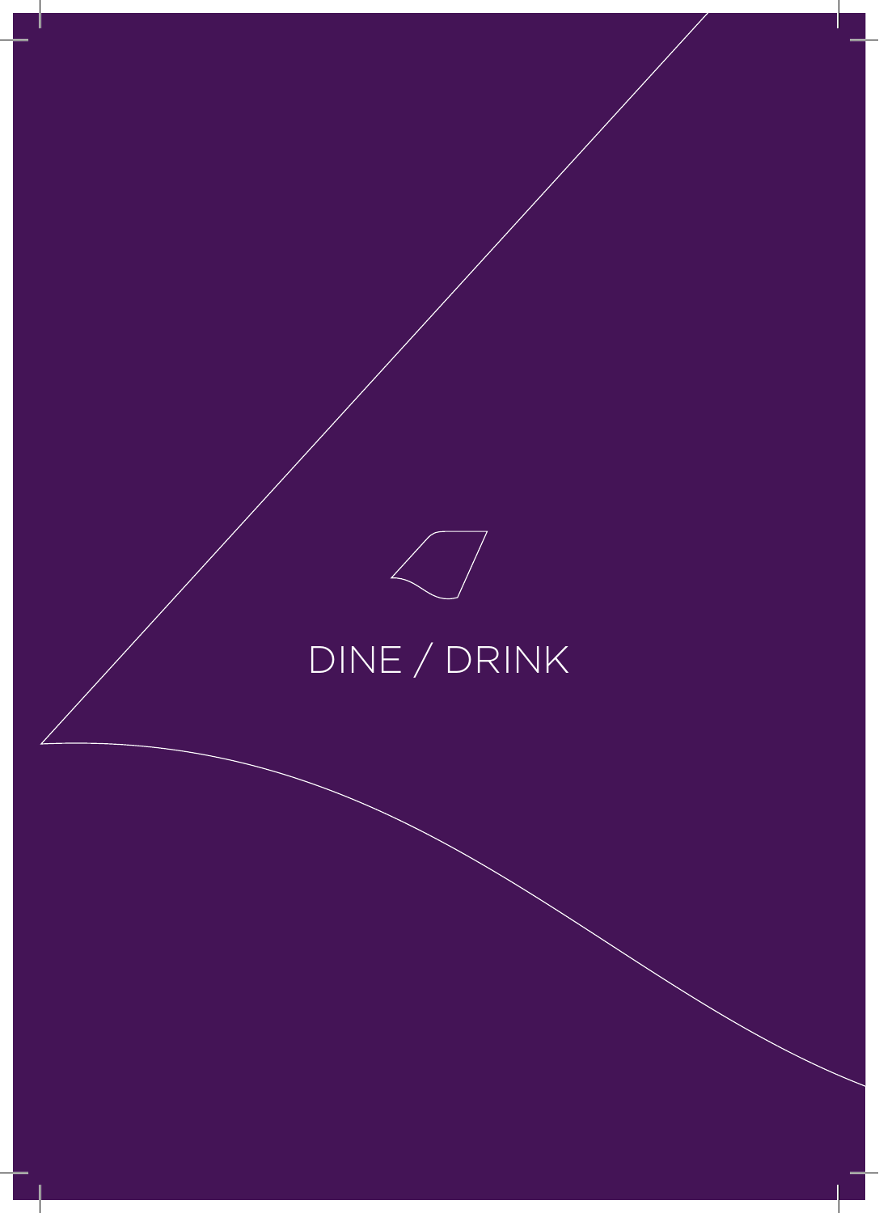# DINE / DRINK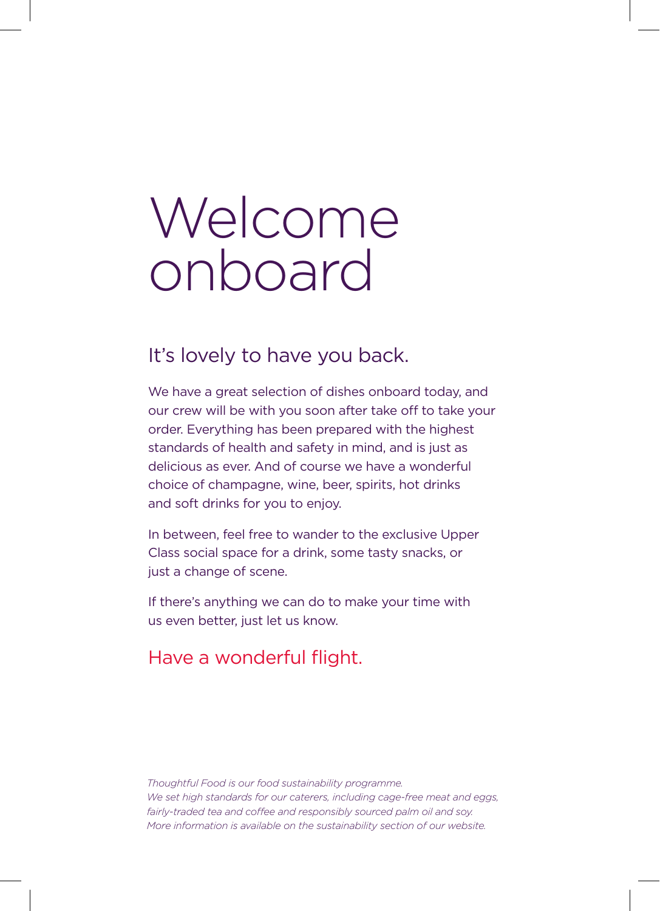# Welcome onboard

## It's lovely to have you back.

We have a great selection of dishes onboard today, and our crew will be with you soon after take off to take your order. Everything has been prepared with the highest standards of health and safety in mind, and is just as delicious as ever. And of course we have a wonderful choice of champagne, wine, beer, spirits, hot drinks and soft drinks for you to enjoy.

In between, feel free to wander to the exclusive Upper Class social space for a drink, some tasty snacks, or just a change of scene.

If there's anything we can do to make your time with us even better, just let us know.

## Have a wonderful flight.

*Thoughtful Food is our food sustainability programme. We set high standards for our caterers, including cage-free meat and eggs, fairly-traded tea and coffee and responsibly sourced palm oil and soy. More information is available on the sustainability section of our website.*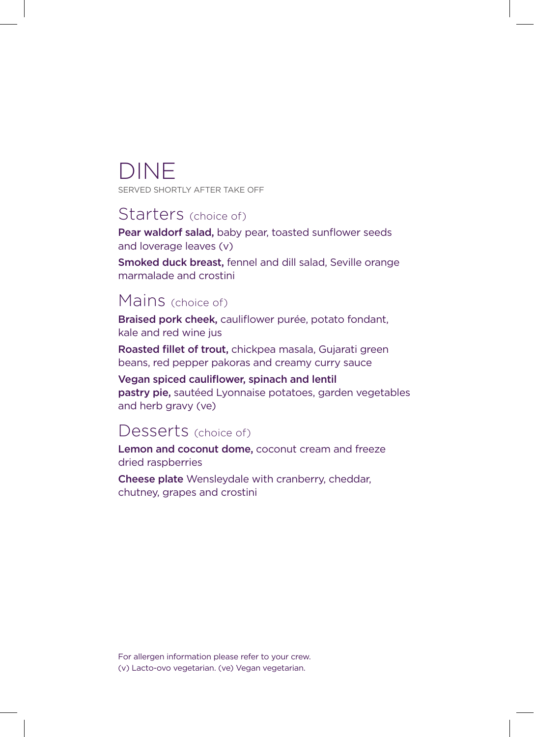# DINE

SERVED SHORTLY AFTER TAKE OFF

## Starters (choice of)

**Pear waldorf salad,** baby pear, toasted sunflower seeds and loverage leaves (v)

**Smoked duck breast,** fennel and dill salad, Seville orange marmalade and crostini

## Mains (choice of)

**Braised pork cheek,** cauliflower purée, potato fondant, kale and red wine jus

**Roasted fillet of trout,** chickpea masala, Gujarati green beans, red pepper pakoras and creamy curry sauce

**Vegan spiced cauliflower, spinach and lentil pastry pie,** sautéed Lyonnaise potatoes, garden vegetables and herb gravy (ve)

## Desserts (choice of)

**Lemon and coconut dome,** coconut cream and freeze dried raspberries

**Cheese plate** Wensleydale with cranberry, cheddar, chutney, grapes and crostini

For allergen information please refer to your crew.
(v) Lacto-ovo vegetarian. (ve) Vegan vegetarian.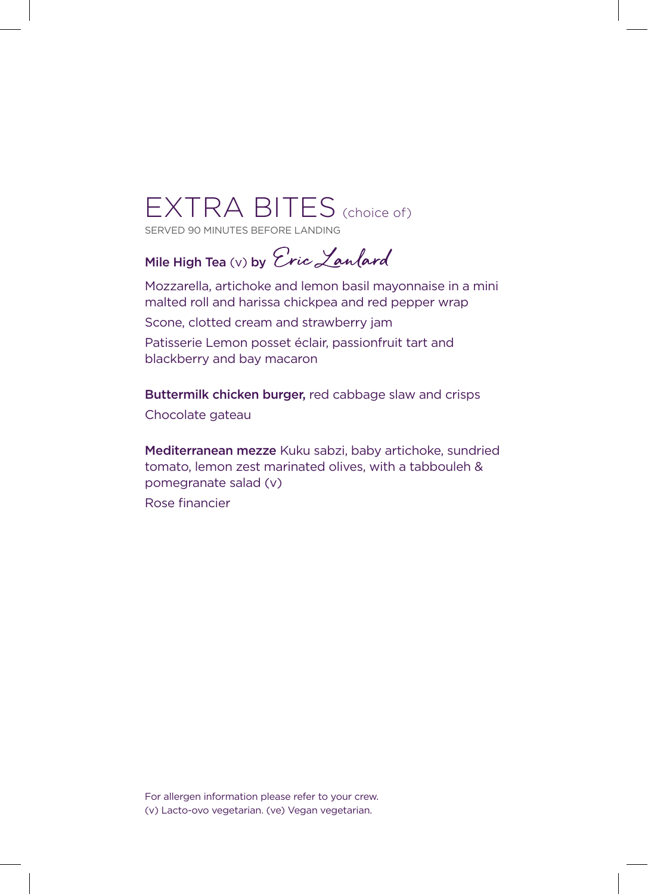# EXTRA BITES (choice of)

SERVED 90 MINUTES BEFORE LANDING

**Mile High Tea** (v) **by** *Eric Lanlard*

Mozzarella, artichoke and lemon basil mayonnaise in a mini malted roll and harissa chickpea and red pepper wrap

Scone, clotted cream and strawberry jam

Patisserie Lemon posset éclair, passionfruit tart and blackberry and bay macaron

**Buttermilk chicken burger,** red cabbage slaw and crisps

Chocolate gateau

**Mediterranean mezze** Kuku sabzi, baby artichoke, sundried tomato, lemon zest marinated olives, with a tabbouleh & pomegranate salad (v)

Rose financier

For allergen information please refer to your crew.
(v) Lacto-ovo vegetarian. (ve) Vegan vegetarian.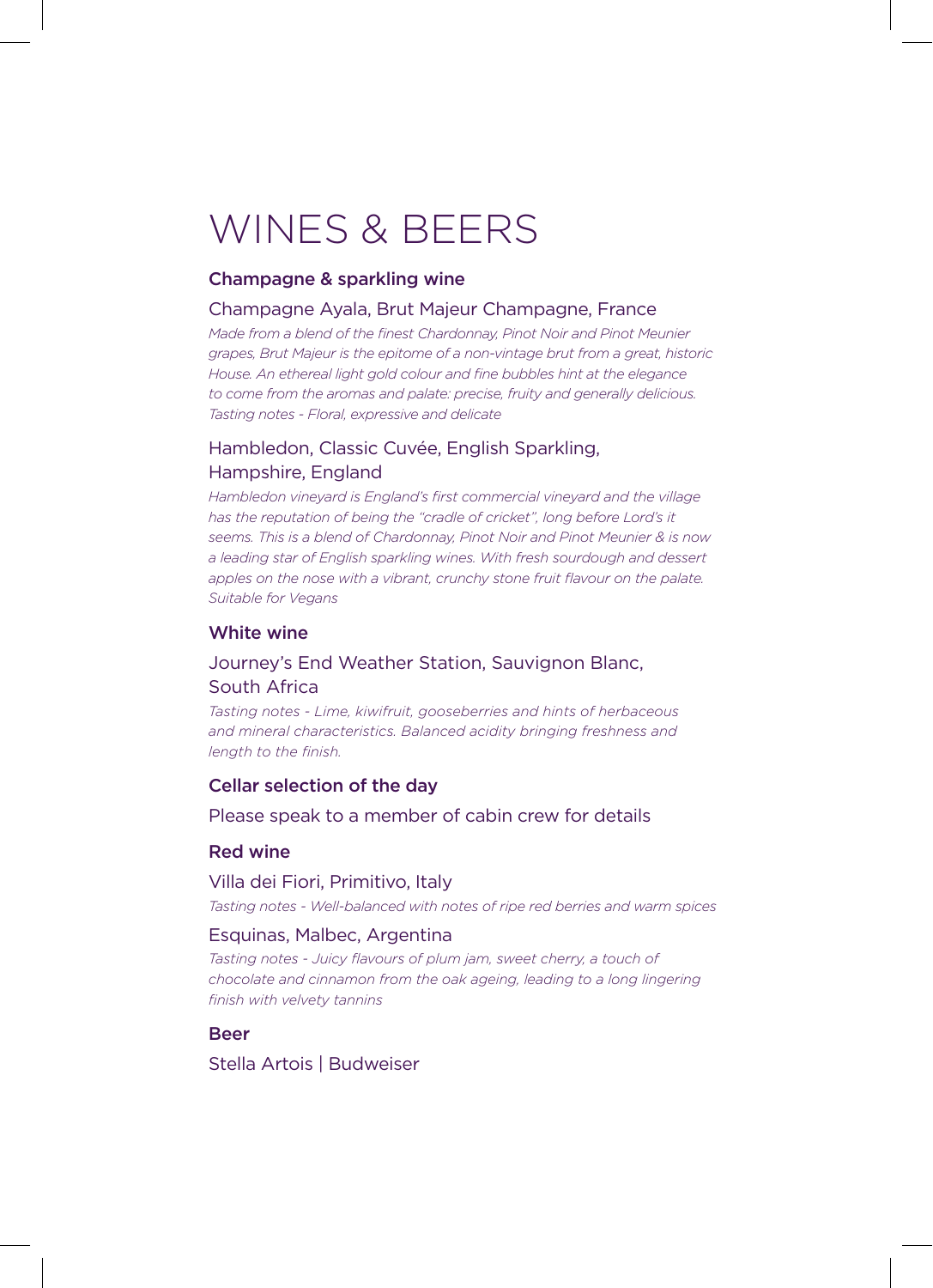# WINES & BEERS

## Champagne & sparkling wine

### Champagne Ayala, Brut Majeur Champagne, France

*Made from a blend of the finest Chardonnay, Pinot Noir and Pinot Meunier grapes, Brut Majeur is the epitome of a non-vintage brut from a great, historic House. An ethereal light gold colour and fine bubbles hint at the elegance to come from the aromas and palate: precise, fruity and generally delicious. Tasting notes - Floral, expressive and delicate*

### Hambledon, Classic Cuvée, English Sparkling, Hampshire, England

*Hambledon vineyard is England's first commercial vineyard and the village has the reputation of being the "cradle of cricket", long before Lord's it seems. This is a blend of Chardonnay, Pinot Noir and Pinot Meunier & is now a leading star of English sparkling wines. With fresh sourdough and dessert apples on the nose with a vibrant, crunchy stone fruit flavour on the palate. Suitable for Vegans*

## White wine

### Journey's End Weather Station, Sauvignon Blanc, South Africa

*Tasting notes - Lime, kiwifruit, gooseberries and hints of herbaceous and mineral characteristics. Balanced acidity bringing freshness and length to the finish.*

## Cellar selection of the day

Please speak to a member of cabin crew for details

## Red wine

### Villa dei Fiori, Primitivo, Italy

*Tasting notes - Well-balanced with notes of ripe red berries and warm spices*

### Esquinas, Malbec, Argentina

*Tasting notes - Juicy flavours of plum jam, sweet cherry, a touch of chocolate and cinnamon from the oak ageing, leading to a long lingering finish with velvety tannins*

## Beer

Stella Artois | Budweiser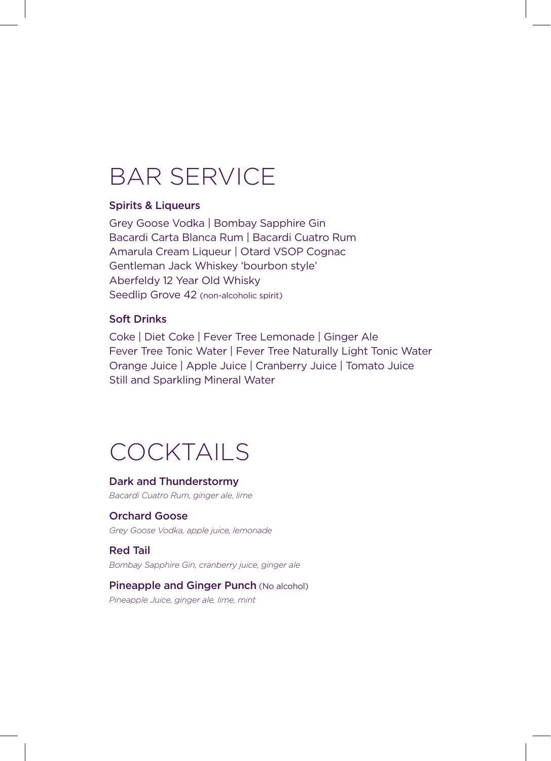# BAR SERVICE

### Spirits & Liqueurs

Grey Goose Vodka | Bombay Sapphire Gin
Bacardi Carta Blanca Rum | Bacardi Cuatro Rum
Amarula Cream Liqueur | Otard VSOP Cognac
Gentleman Jack Whiskey 'bourbon style'
Aberfeldy 12 Year Old Whisky
Seedlip Grove 42 (non-alcoholic spirit)

### Soft Drinks

Coke | Diet Coke | Fever Tree Lemonade | Ginger Ale
Fever Tree Tonic Water | Fever Tree Naturally Light Tonic Water
Orange Juice | Apple Juice | Cranberry Juice | Tomato Juice
Still and Sparkling Mineral Water

# COCKTAILS

**Dark and Thunderstormy**
*Bacardi Cuatro Rum, ginger ale, lime*

**Orchard Goose**
*Grey Goose Vodka, apple juice, lemonade*

**Red Tail**
*Bombay Sapphire Gin, cranberry juice, ginger ale*

**Pineapple and Ginger Punch** (No alcohol)
*Pineapple Juice, ginger ale, lime, mint*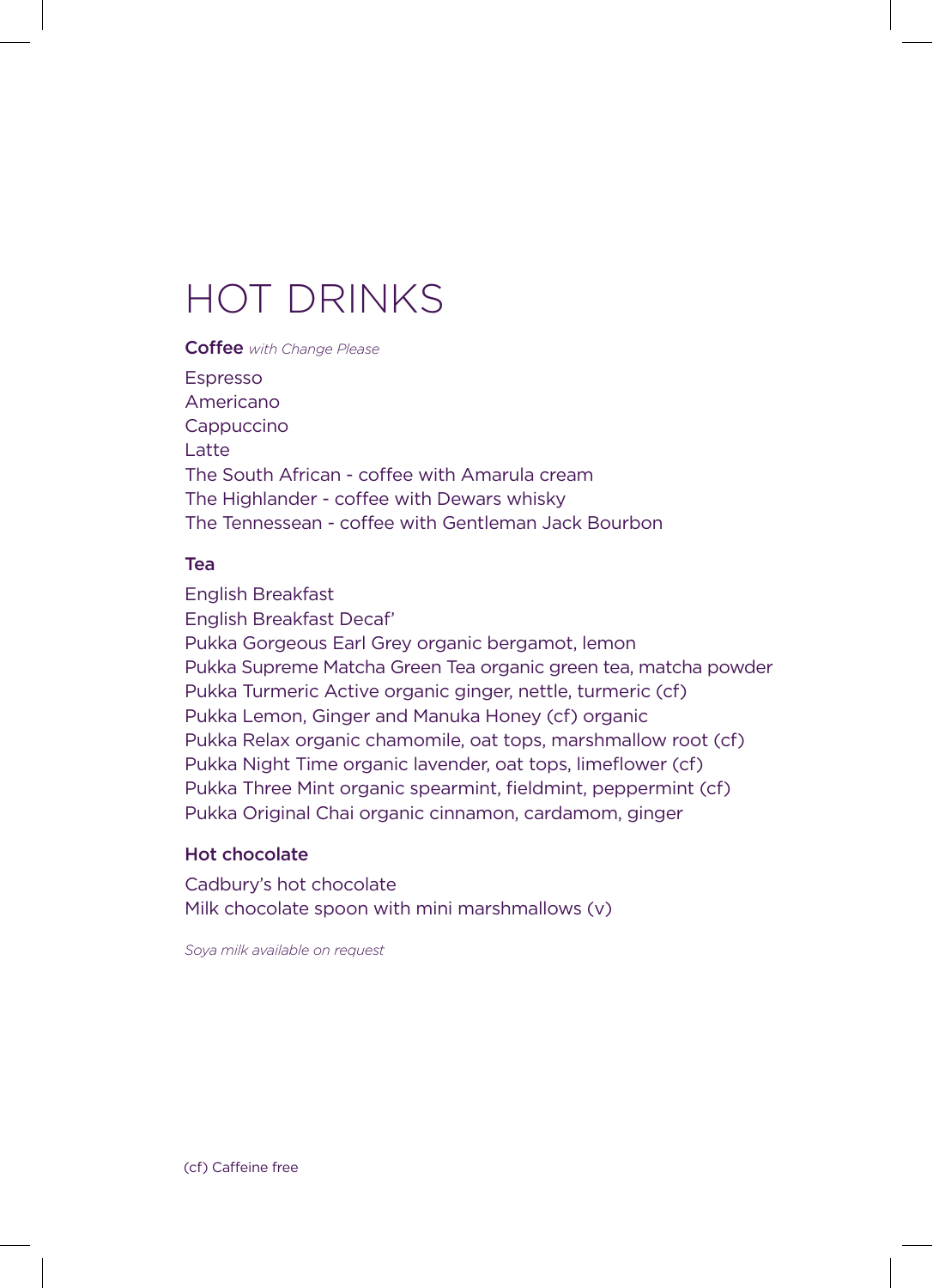# HOT DRINKS

**Coffee** *with Change Please*

Espresso
Americano
Cappuccino
Latte
The South African - coffee with Amarula cream
The Highlander - coffee with Dewars whisky
The Tennessean - coffee with Gentleman Jack Bourbon

**Tea**

English Breakfast
English Breakfast Decaf'
Pukka Gorgeous Earl Grey organic bergamot, lemon
Pukka Supreme Matcha Green Tea organic green tea, matcha powder
Pukka Turmeric Active organic ginger, nettle, turmeric (cf)
Pukka Lemon, Ginger and Manuka Honey (cf) organic
Pukka Relax organic chamomile, oat tops, marshmallow root (cf)
Pukka Night Time organic lavender, oat tops, limeflower (cf)
Pukka Three Mint organic spearmint, fieldmint, peppermint (cf)
Pukka Original Chai organic cinnamon, cardamom, ginger

**Hot chocolate**

Cadbury's hot chocolate
Milk chocolate spoon with mini marshmallows (v)

*Soya milk available on request*

(cf) Caffeine free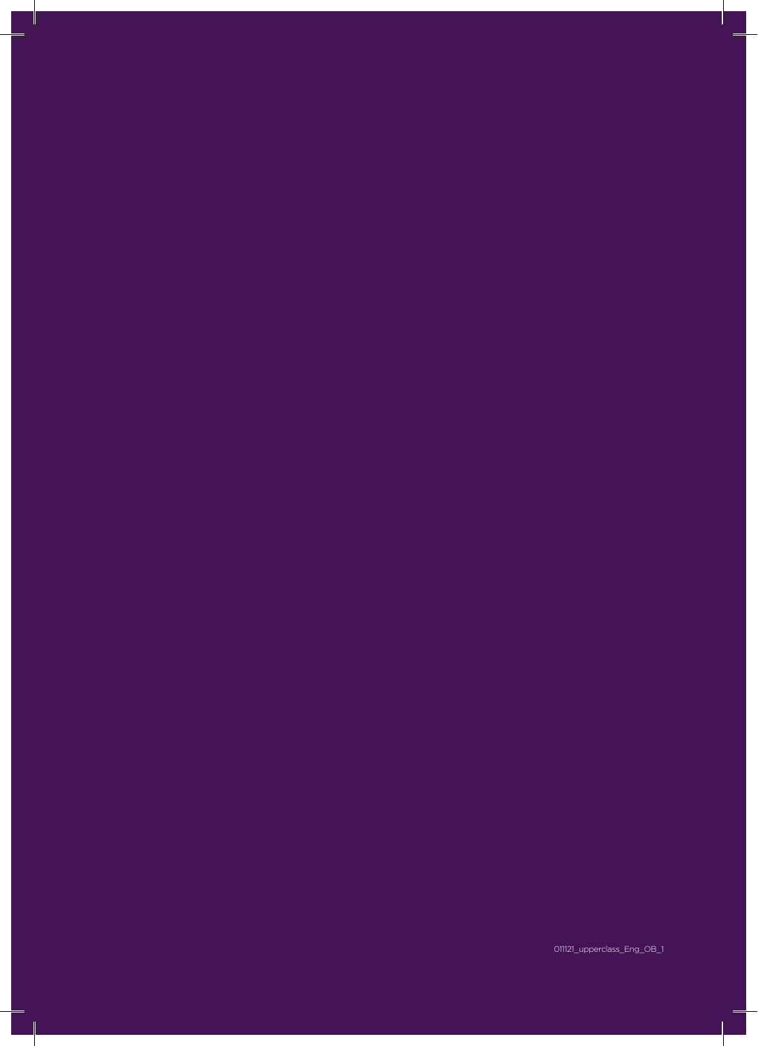011121_upperclass_Eng_OB_1